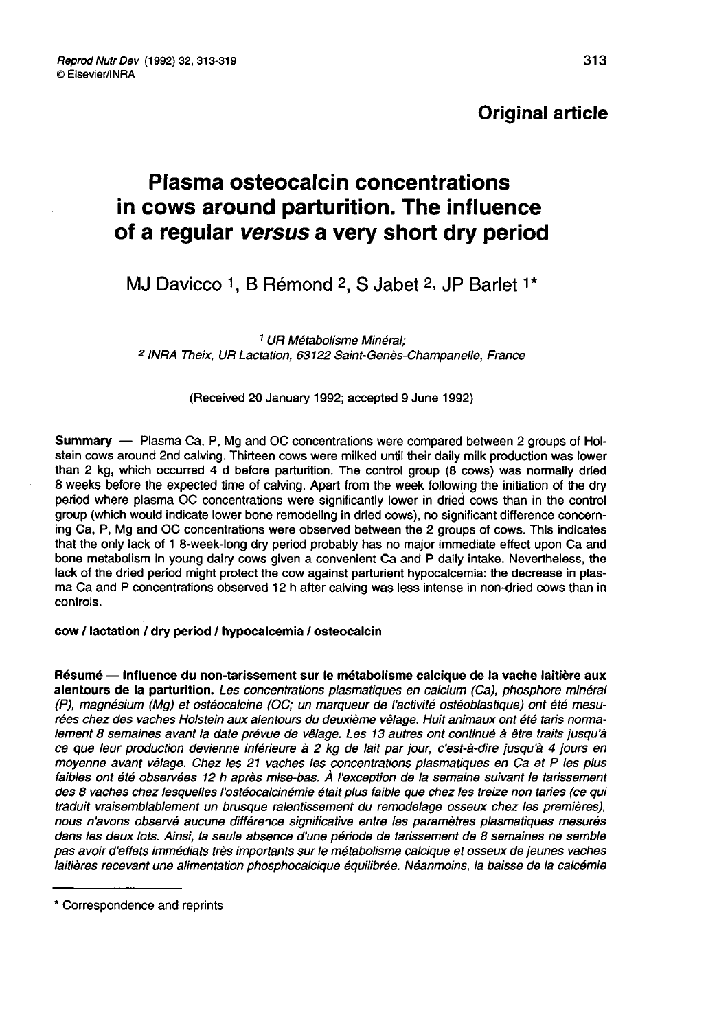**Original article**

# Plasma osteocalcin concentrations in cows around parturition. The influence of a regular *versus* a very short dry period

MJ Davicco [1], B Rémond [2], S Jabet [2], JP Barlet [1]*

[1] UR Métabolisme Minéral;
[2] INRA Theix, UR Lactation, 63122 Saint-Genès-Champanelle, France

(Received 20 January 1992; accepted 9 June 1992)

**Summary** — Plasma Ca, P, Mg and OC concentrations were compared between 2 groups of Holstein cows around 2nd calving. Thirteen cows were milked until their daily milk production was lower than 2 kg, which occurred 4 d before parturition. The control group (8 cows) was normally dried 8 weeks before the expected time of calving. Apart from the week following the initiation of the dry period where plasma OC concentrations were significantly lower in dried cows than in the control group (which would indicate lower bone remodeling in dried cows), no significant difference concerning Ca, P, Mg and OC concentrations were observed between the 2 groups of cows. This indicates that the only lack of 1 8-week-long dry period probably has no major immediate effect upon Ca and bone metabolism in young dairy cows given a convenient Ca and P daily intake. Nevertheless, the lack of the dried period might protect the cow against parturient hypocalcemia: the decrease in plasma Ca and P concentrations observed 12 h after calving was less intense in non-dried cows than in controls.

**cow / lactation / dry period / hypocalcemia / osteocalcin**

**Résumé** — **Influence du non-tarissement sur le métabolisme calcique de la vache laitière aux alentours de la parturition.** *Les concentrations plasmatiques en calcium (Ca), phosphore minéral (P), magnésium (Mg) et ostéocalcine (OC; un marqueur de l'activité ostéoblastique) ont été mesurées chez des vaches Holstein aux alentours du deuxième vêlage. Huit animaux ont été taris normalement 8 semaines avant la date prévue de vêlage. Les 13 autres ont continué à être traits jusqu'à ce que leur production devienne inférieure à 2 kg de lait par jour, c'est-à-dire jusqu'à 4 jours en moyenne avant vêlage. Chez les 21 vaches les concentrations plasmatiques en Ca et P les plus faibles ont été observées 12 h après mise-bas. À l'exception de la semaine suivant le tarissement des 8 vaches chez lesquelles l'ostéocalcinémie était plus faible que chez les treize non taries (ce qui traduit vraisemblablement un brusque ralentissement du remodelage osseux chez les premières), nous n'avons observé aucune différence significative entre les paramètres plasmatiques mesurés dans les deux lots. Ainsi, la seule absence d'une période de tarissement de 8 semaines ne semble pas avoir d'effets immédiats très importants sur le métabolisme calcique et osseux de jeunes vaches laitières recevant une alimentation phosphocalcique équilibrée. Néanmoins, la baisse de la calcémie*

\* Correspondence and reprints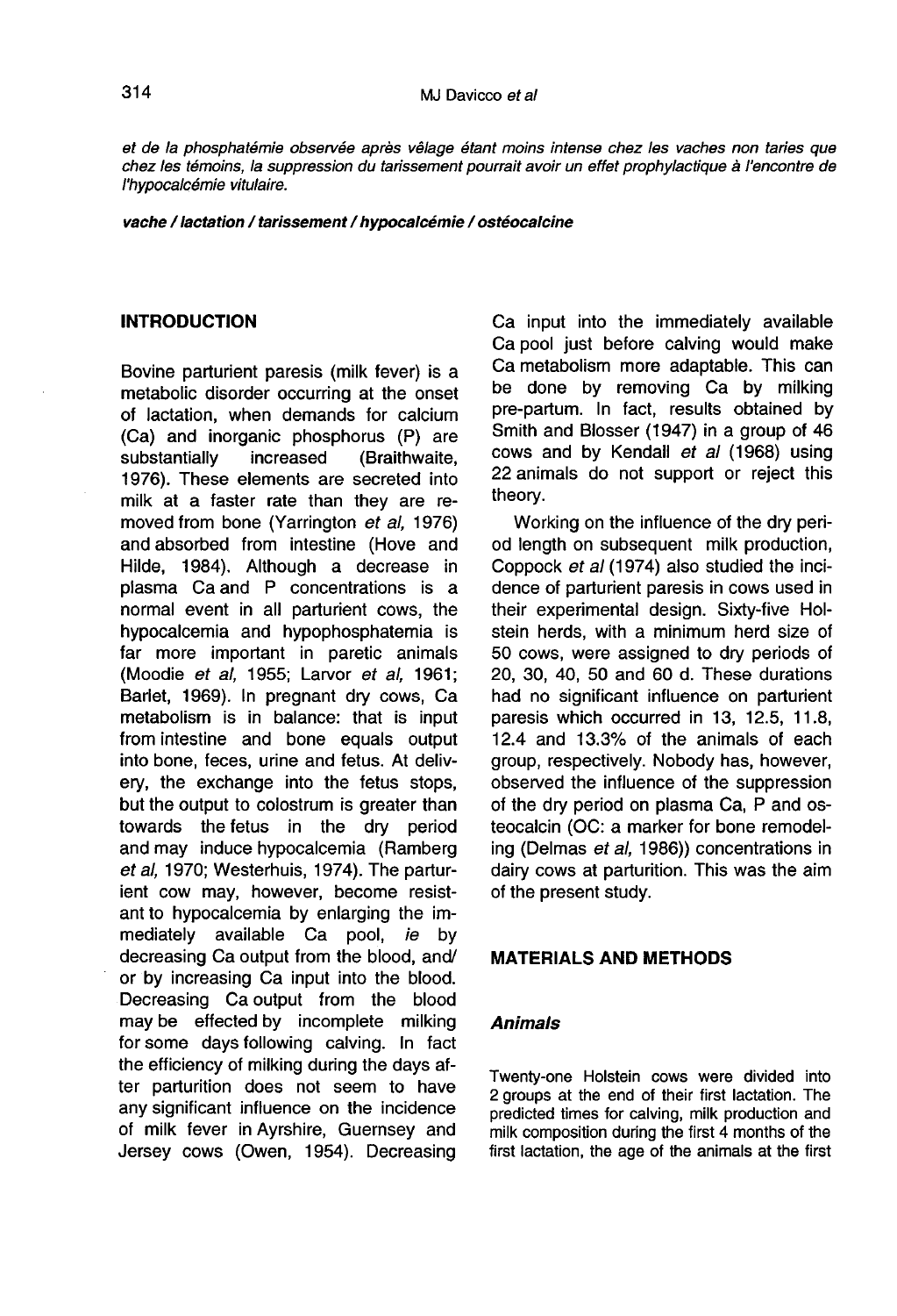*et de la phosphatémie observée après vêlage étant moins intense chez les vaches non taries que chez les témoins, la suppression du tarissement pourrait avoir un effet prophylactique à l'encontre de l'hypocalcémie vitulaire.*

***vache / lactation / tarissement / hypocalcémie / ostéocalcine***

## INTRODUCTION

Bovine parturient paresis (milk fever) is a metabolic disorder occurring at the onset of lactation, when demands for calcium (Ca) and inorganic phosphorus (P) are substantially increased (Braithwaite, 1976). These elements are secreted into milk at a faster rate than they are removed from bone (Yarrington *et al*, 1976) and absorbed from intestine (Hove and Hilde, 1984). Although a decrease in plasma Ca and P concentrations is a normal event in all parturient cows, the hypocalcemia and hypophosphatemia is far more important in paretic animals (Moodie *et al*, 1955; Larvor *et al*, 1961; Barlet, 1969). In pregnant dry cows, Ca metabolism is in balance: that is input from intestine and bone equals output into bone, feces, urine and fetus. At delivery, the exchange into the fetus stops, but the output to colostrum is greater than towards the fetus in the dry period and may induce hypocalcemia (Ramberg *et al*, 1970; Westerhuis, 1974). The parturient cow may, however, become resistant to hypocalcemia by enlarging the immediately available Ca pool, *ie* by decreasing Ca output from the blood, and/or by increasing Ca input into the blood. Decreasing Ca output from the blood may be effected by incomplete milking for some days following calving. In fact the efficiency of milking during the days after parturition does not seem to have any significant influence on the incidence of milk fever in Ayrshire, Guernsey and Jersey cows (Owen, 1954). Decreasing Ca input into the immediately available Ca pool just before calving would make Ca metabolism more adaptable. This can be done by removing Ca by milking pre-partum. In fact, results obtained by Smith and Blosser (1947) in a group of 46 cows and by Kendall *et al* (1968) using 22 animals do not support or reject this theory.

Working on the influence of the dry period length on subsequent milk production, Coppock *et al* (1974) also studied the incidence of parturient paresis in cows used in their experimental design. Sixty-five Holstein herds, with a minimum herd size of 50 cows, were assigned to dry periods of 20, 30, 40, 50 and 60 d. These durations had no significant influence on parturient paresis which occurred in 13, 12.5, 11.8, 12.4 and 13.3% of the animals of each group, respectively. Nobody has, however, observed the influence of the suppression of the dry period on plasma Ca, P and osteocalcin (OC: a marker for bone remodeling (Delmas *et al*, 1986)) concentrations in dairy cows at parturition. This was the aim of the present study.

## MATERIALS AND METHODS

### Animals

Twenty-one Holstein cows were divided into 2 groups at the end of their first lactation. The predicted times for calving, milk production and milk composition during the first 4 months of the first lactation, the age of the animals at the first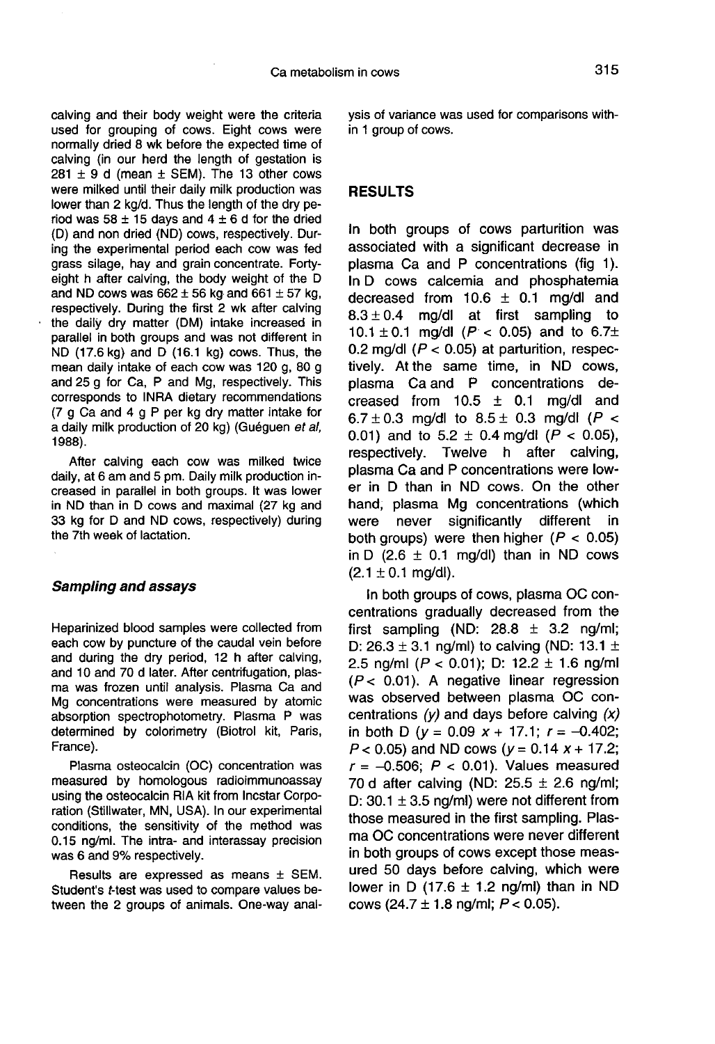calving and their body weight were the criteria used for grouping of cows. Eight cows were normally dried 8 wk before the expected time of calving (in our herd the length of gestation is 281 ± 9 d (mean ± SEM). The 13 other cows were milked until their daily milk production was lower than 2 kg/d. Thus the length of the dry period was 58 ± 15 days and 4 ± 6 d for the dried (D) and non dried (ND) cows, respectively. During the experimental period each cow was fed grass silage, hay and grain concentrate. Forty-eight h after calving, the body weight of the D and ND cows was 662 ± 56 kg and 661 ± 57 kg, respectively. During the first 2 wk after calving the daily dry matter (DM) intake increased in parallel in both groups and was not different in ND (17.6 kg) and D (16.1 kg) cows. Thus, the mean daily intake of each cow was 120 g, 80 g and 25 g for Ca, P and Mg, respectively. This corresponds to INRA dietary recommendations (7 g Ca and 4 g P per kg dry matter intake for a daily milk production of 20 kg) (Guéguen *et al*, 1988).

After calving each cow was milked twice daily, at 6 am and 5 pm. Daily milk production increased in parallel in both groups. It was lower in ND than in D cows and maximal (27 kg and 33 kg for D and ND cows, respectively) during the 7th week of lactation.

### Sampling and assays

Heparinized blood samples were collected from each cow by puncture of the caudal vein before and during the dry period, 12 h after calving, and 10 and 70 d later. After centrifugation, plasma was frozen until analysis. Plasma Ca and Mg concentrations were measured by atomic absorption spectrophotometry. Plasma P was determined by colorimetry (Biotrol kit, Paris, France).

Plasma osteocalcin (OC) concentration was measured by homologous radioimmunoassay using the osteocalcin RIA kit from Incstar Corporation (Stillwater, MN, USA). In our experimental conditions, the sensitivity of the method was 0.15 ng/ml. The intra- and interassay precision was 6 and 9% respectively.

Results are expressed as means ± SEM. Student's *t*-test was used to compare values between the 2 groups of animals. One-way analysis of variance was used for comparisons within 1 group of cows.

## RESULTS

In both groups of cows parturition was associated with a significant decrease in plasma Ca and P concentrations (fig 1). In D cows calcemia and phosphatemia decreased from 10.6 ± 0.1 mg/dl and 8.3 ± 0.4 mg/dl at first sampling to 10.1 ± 0.1 mg/dl ($P < 0.05$) and to 6.7 ± 0.2 mg/dl ($P < 0.05$) at parturition, respectively. At the same time, in ND cows, plasma Ca and P concentrations decreased from 10.5 ± 0.1 mg/dl and 6.7 ± 0.3 mg/dl to 8.5 ± 0.3 mg/dl ($P < 0.01$) and to 5.2 ± 0.4 mg/dl ($P < 0.05$), respectively. Twelve h after calving, plasma Ca and P concentrations were lower in D than in ND cows. On the other hand, plasma Mg concentrations (which were never significantly different in both groups) were then higher ($P < 0.05$) in D (2.6 ± 0.1 mg/dl) than in ND cows (2.1 ± 0.1 mg/dl).

In both groups of cows, plasma OC concentrations gradually decreased from the first sampling (ND: 28.8 ± 3.2 ng/ml; D: 26.3 ± 3.1 ng/ml) to calving (ND: 13.1 ± 2.5 ng/ml ($P < 0.01$); D: 12.2 ± 1.6 ng/ml ($P < 0.01$). A negative linear regression was observed between plasma OC concentrations ($y$) and days before calving ($x$) in both D ($y = 0.09\ x + 17.1$; $r = -0.402$; $P < 0.05$) and ND cows ($y = 0.14\ x + 17.2$; $r = -0.506$; $P < 0.01$). Values measured 70 d after calving (ND: 25.5 ± 2.6 ng/ml; D: 30.1 ± 3.5 ng/ml) were not different from those measured in the first sampling. Plasma OC concentrations were never different in both groups of cows except those measured 50 days before calving, which were lower in D (17.6 ± 1.2 ng/ml) than in ND cows (24.7 ± 1.8 ng/ml; $P < 0.05$).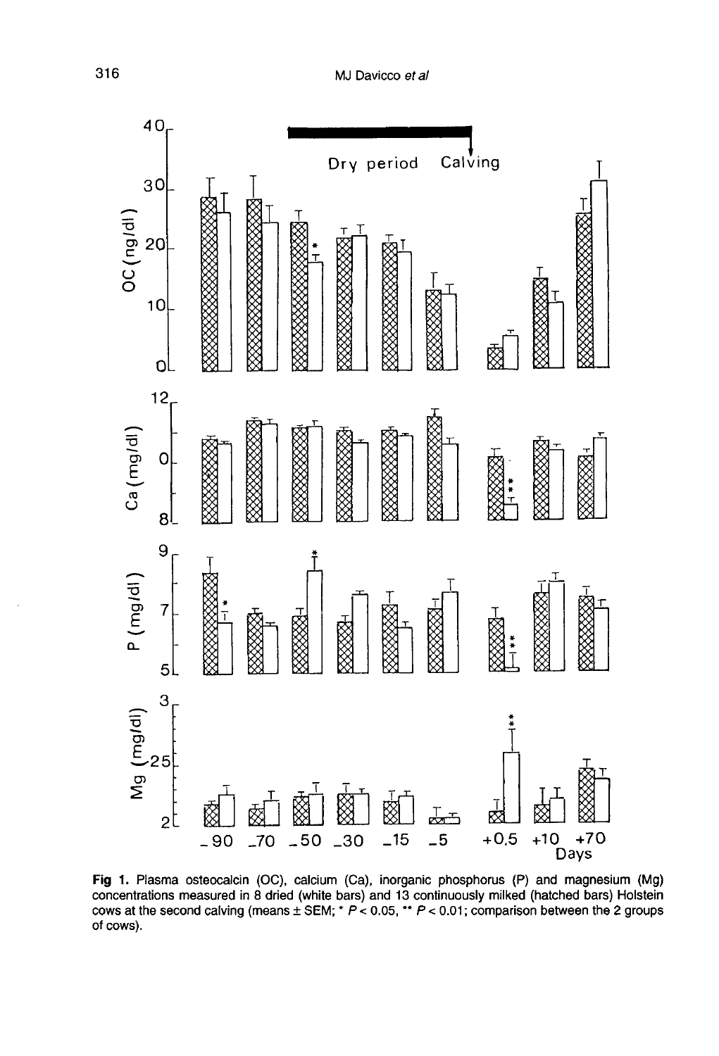Dry period Calving

OC (ng/dl)

40

30

20

10

0

*

Ca (mg/dl)

12

0

8

**

P (mg/dl)

9

7

5

*

*

**

Mg (mg/dl)

3

25

2

**

-90 -70 -50 -30 -15 -5 +0.5 +10 +70

Days

**Fig 1.** Plasma osteocalcin (OC), calcium (Ca), inorganic phosphorus (P) and magnesium (Mg) concentrations measured in 8 dried (white bars) and 13 continuously milked (hatched bars) Holstein cows at the second calving (means ± SEM; * $P < 0.05$, ** $P < 0.01$; comparison between the 2 groups of cows).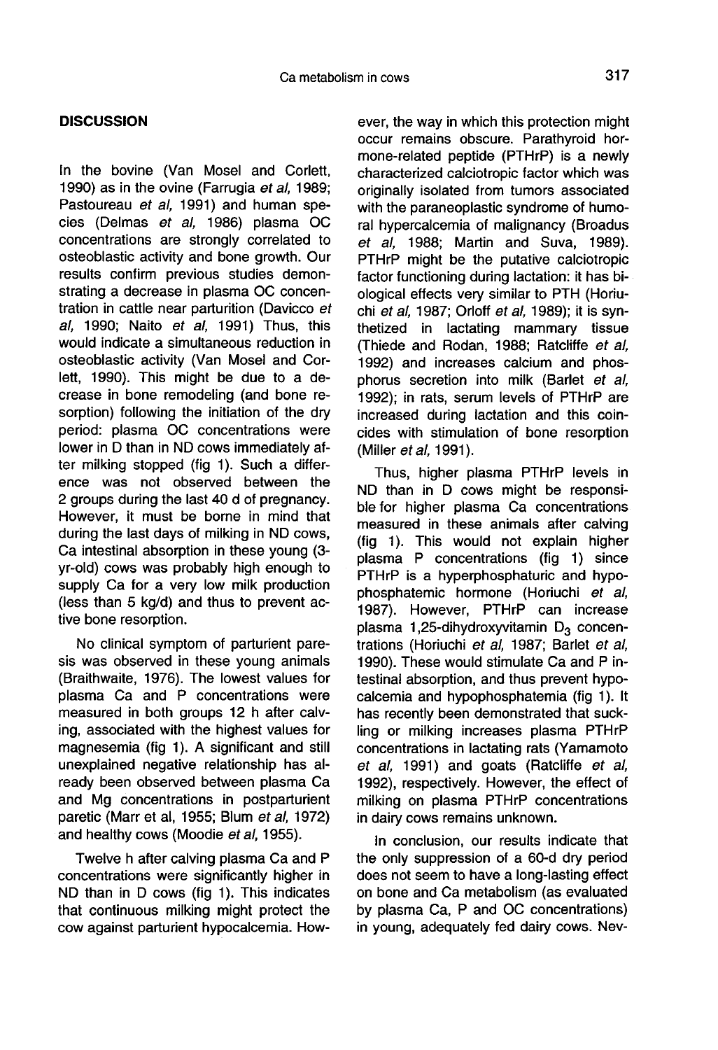## DISCUSSION

In the bovine (Van Mosel and Corlett, 1990) as in the ovine (Farrugia *et al*, 1989; Pastoureau *et al*, 1991) and human species (Delmas *et al*, 1986) plasma OC concentrations are strongly correlated to osteoblastic activity and bone growth. Our results confirm previous studies demonstrating a decrease in plasma OC concentration in cattle near parturition (Davicco *et al*, 1990; Naito *et al*, 1991) Thus, this would indicate a simultaneous reduction in osteoblastic activity (Van Mosel and Corlett, 1990). This might be due to a decrease in bone remodeling (and bone resorption) following the initiation of the dry period: plasma OC concentrations were lower in D than in ND cows immediately after milking stopped (fig 1). Such a difference was not observed between the 2 groups during the last 40 d of pregnancy. However, it must be borne in mind that during the last days of milking in ND cows, Ca intestinal absorption in these young (3-yr-old) cows was probably high enough to supply Ca for a very low milk production (less than 5 kg/d) and thus to prevent active bone resorption.

No clinical symptom of parturient paresis was observed in these young animals (Braithwaite, 1976). The lowest values for plasma Ca and P concentrations were measured in both groups 12 h after calving, associated with the highest values for magnesemia (fig 1). A significant and still unexplained negative relationship has already been observed between plasma Ca and Mg concentrations in postparturient paretic (Marr et al, 1955; Blum *et al*, 1972) and healthy cows (Moodie *et al*, 1955).

Twelve h after calving plasma Ca and P concentrations were significantly higher in ND than in D cows (fig 1). This indicates that continuous milking might protect the cow against parturient hypocalcemia. However, the way in which this protection might occur remains obscure. Parathyroid hormone-related peptide (PTHrP) is a newly characterized calciotropic factor which was originally isolated from tumors associated with the paraneoplastic syndrome of humoral hypercalcemia of malignancy (Broadus *et al*, 1988; Martin and Suva, 1989). PTHrP might be the putative calciotropic factor functioning during lactation: it has biological effects very similar to PTH (Horiuchi *et al*, 1987; Orloff *et al*, 1989); it is synthetized in lactating mammary tissue (Thiede and Rodan, 1988; Ratcliffe *et al*, 1992) and increases calcium and phosphorus secretion into milk (Barlet *et al*, 1992); in rats, serum levels of PTHrP are increased during lactation and this coincides with stimulation of bone resorption (Miller *et al*, 1991).

Thus, higher plasma PTHrP levels in ND than in D cows might be responsible for higher plasma Ca concentrations measured in these animals after calving (fig 1). This would not explain higher plasma P concentrations (fig 1) since PTHrP is a hyperphosphaturic and hypophosphatemic hormone (Horiuchi *et al*, 1987). However, PTHrP can increase plasma 1,25-dihydroxyvitamin $D_3$ concentrations (Horiuchi *et al*, 1987; Barlet *et al*, 1990). These would stimulate Ca and P intestinal absorption, and thus prevent hypocalcemia and hypophosphatemia (fig 1). It has recently been demonstrated that suckling or milking increases plasma PTHrP concentrations in lactating rats (Yamamoto *et al*, 1991) and goats (Ratcliffe *et al*, 1992), respectively. However, the effect of milking on plasma PTHrP concentrations in dairy cows remains unknown.

In conclusion, our results indicate that the only suppression of a 60-d dry period does not seem to have a long-lasting effect on bone and Ca metabolism (as evaluated by plasma Ca, P and OC concentrations) in young, adequately fed dairy cows. Nev-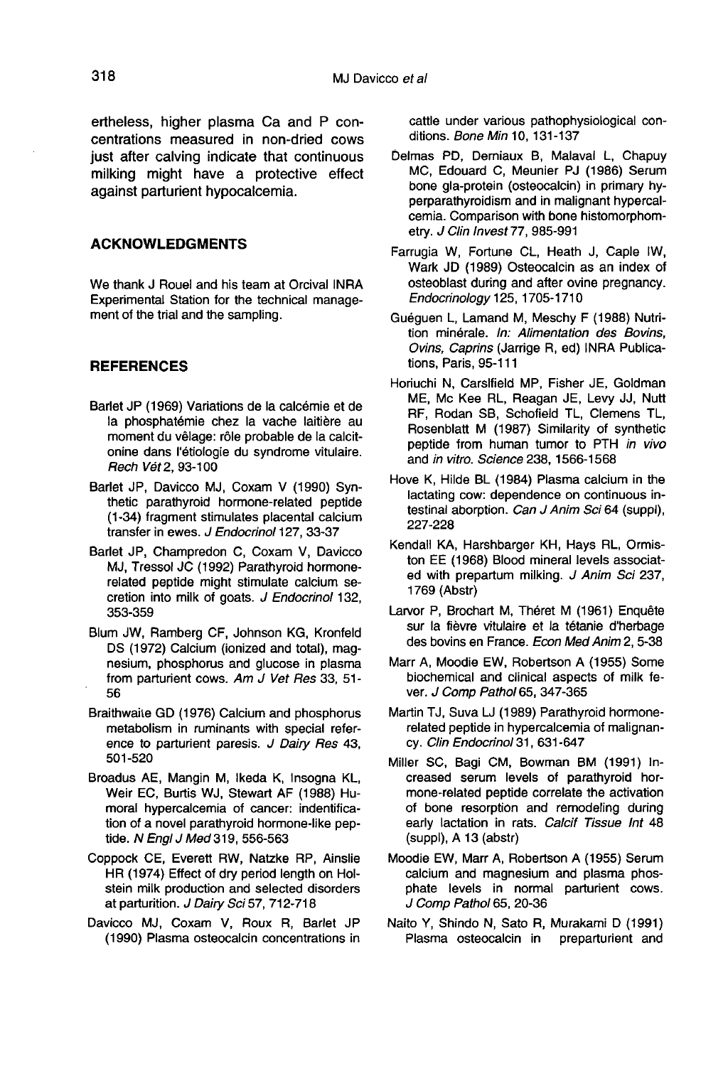ertheless, higher plasma Ca and P concentrations measured in non-dried cows just after calving indicate that continuous milking might have a protective effect against parturient hypocalcemia.

## ACKNOWLEDGMENTS

We thank J Rouel and his team at Orcival INRA Experimental Station for the technical management of the trial and the sampling.

## REFERENCES

Barlet JP (1969) Variations de la calcémie et de la phosphatémie chez la vache laitière au moment du vêlage: rôle probable de la calcitonine dans l'étiologie du syndrome vitulaire. *Rech Vét* 2, 93-100

Barlet JP, Davicco MJ, Coxam V (1990) Synthetic parathyroid hormone-related peptide (1-34) fragment stimulates placental calcium transfer in ewes. *J Endocrinol* 127, 33-37

Barlet JP, Champredon C, Coxam V, Davicco MJ, Tressol JC (1992) Parathyroid hormone-related peptide might stimulate calcium secretion into milk of goats. *J Endocrinol* 132, 353-359

Blum JW, Ramberg CF, Johnson KG, Kronfeld DS (1972) Calcium (ionized and total), magnesium, phosphorus and glucose in plasma from parturient cows. *Am J Vet Res* 33, 51-56

Braithwaite GD (1976) Calcium and phosphorus metabolism in ruminants with special reference to parturient paresis. *J Dairy Res* 43, 501-520

Broadus AE, Mangin M, Ikeda K, Insogna KL, Weir EC, Burtis WJ, Stewart AF (1988) Humoral hypercalcemia of cancer: indentification of a novel parathyroid hormone-like peptide. *N Engl J Med* 319, 556-563

Coppock CE, Everett RW, Natzke RP, Ainslie HR (1974) Effect of dry period length on Holstein milk production and selected disorders at parturition. *J Dairy Sci* 57, 712-718

Davicco MJ, Coxam V, Roux R, Barlet JP (1990) Plasma osteocalcin concentrations in cattle under various pathophysiological conditions. *Bone Min* 10, 131-137

Delmas PD, Demiaux B, Malaval L, Chapuy MC, Edouard C, Meunier PJ (1986) Serum bone gla-protein (osteocalcin) in primary hyperparathyroidism and in malignant hypercalcemia. Comparison with bone histomorphometry. *J Clin Invest* 77, 985-991

Farrugia W, Fortune CL, Heath J, Caple IW, Wark JD (1989) Osteocalcin as an index of osteoblast during and after ovine pregnancy. *Endocrinology* 125, 1705-1710

Guéguen L, Lamand M, Meschy F (1988) Nutrition minérale. *In: Alimentation des Bovins, Ovins, Caprins* (Jarrige R, ed) INRA Publications, Paris, 95-111

Horiuchi N, Carslfield MP, Fisher JE, Goldman ME, Mc Kee RL, Reagan JE, Levy JJ, Nutt RF, Rodan SB, Schofield TL, Clemens TL, Rosenblatt M (1987) Similarity of synthetic peptide from human tumor to PTH *in vivo* and *in vitro*. *Science* 238, 1566-1568

Hove K, Hilde BL (1984) Plasma calcium in the lactating cow: dependence on continuous intestinal aborption. *Can J Anim Sci* 64 (suppl), 227-228

Kendall KA, Harshbarger KH, Hays RL, Ormiston EE (1968) Blood mineral levels associated with prepartum milking. *J Anim Sci* 237, 1769 (Abstr)

Larvor P, Brochart M, Théret M (1961) Enquête sur la fièvre vitulaire et la tétanie d'herbage des bovins en France. *Econ Med Anim* 2, 5-38

Marr A, Moodie EW, Robertson A (1955) Some biochemical and clinical aspects of milk fever. *J Comp Pathol* 65, 347-365

Martin TJ, Suva LJ (1989) Parathyroid hormone-related peptide in hypercalcemia of malignancy. *Clin Endocrinol* 31, 631-647

Miller SC, Bagi CM, Bowman BM (1991) Increased serum levels of parathyroid hormone-related peptide correlate the activation of bone resorption and remodeling during early lactation in rats. *Calcif Tissue Int* 48 (suppl), A 13 (abstr)

Moodie EW, Marr A, Robertson A (1955) Serum calcium and magnesium and plasma phosphate levels in normal parturient cows. *J Comp Pathol* 65, 20-36

Naito Y, Shindo N, Sato R, Murakami D (1991) Plasma osteocalcin in preparturient and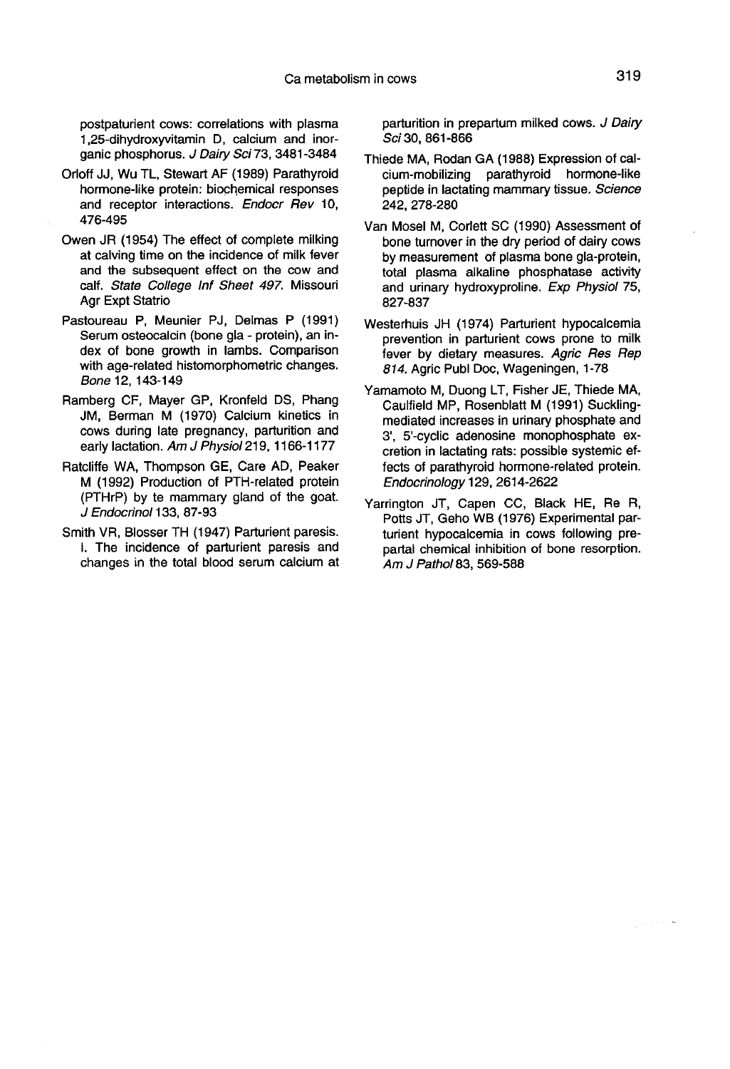postpaturient cows: correlations with plasma 1,25-dihydroxyvitamin D, calcium and inorganic phosphorus. *J Dairy Sci* 73, 3481-3484

Orloff JJ, Wu TL, Stewart AF (1989) Parathyroid hormone-like protein: biochemical responses and receptor interactions. *Endocr Rev* 10, 476-495

Owen JR (1954) The effect of complete milking at calving time on the incidence of milk fever and the subsequent effect on the cow and calf. *State College Inf Sheet 497*. Missouri Agr Expt Statrio

Pastoureau P, Meunier PJ, Delmas P (1991) Serum osteocalcin (bone gla - protein), an index of bone growth in lambs. Comparison with age-related histomorphometric changes. *Bone* 12, 143-149

Ramberg CF, Mayer GP, Kronfeld DS, Phang JM, Berman M (1970) Calcium kinetics in cows during late pregnancy, parturition and early lactation. *Am J Physiol* 219, 1166-1177

Ratcliffe WA, Thompson GE, Care AD, Peaker M (1992) Production of PTH-related protein (PTHrP) by te mammary gland of the goat. *J Endocrinol* 133, 87-93

Smith VR, Blosser TH (1947) Parturient paresis. I. The incidence of parturient paresis and changes in the total blood serum calcium at parturition in prepartum milked cows. *J Dairy Sci* 30, 861-866

Thiede MA, Rodan GA (1988) Expression of calcium-mobilizing parathyroid hormone-like peptide in lactating mammary tissue. *Science* 242, 278-280

Van Mosel M, Corlett SC (1990) Assessment of bone turnover in the dry period of dairy cows by measurement of plasma bone gla-protein, total plasma alkaline phosphatase activity and urinary hydroxyproline. *Exp Physiol* 75, 827-837

Westerhuis JH (1974) Parturient hypocalcemia prevention in parturient cows prone to milk fever by dietary measures. *Agric Res Rep 814*. Agric Publ Doc, Wageningen, 1-78

Yamamoto M, Duong LT, Fisher JE, Thiede MA, Caulfield MP, Rosenblatt M (1991) Suckling-mediated increases in urinary phosphate and 3', 5'-cyclic adenosine monophosphate excretion in lactating rats: possible systemic effects of parathyroid hormone-related protein. *Endocrinology* 129, 2614-2622

Yarrington JT, Capen CC, Black HE, Re R, Potts JT, Geho WB (1976) Experimental parturient hypocalcemia in cows following prepartal chemical inhibition of bone resorption. *Am J Pathol* 83, 569-588